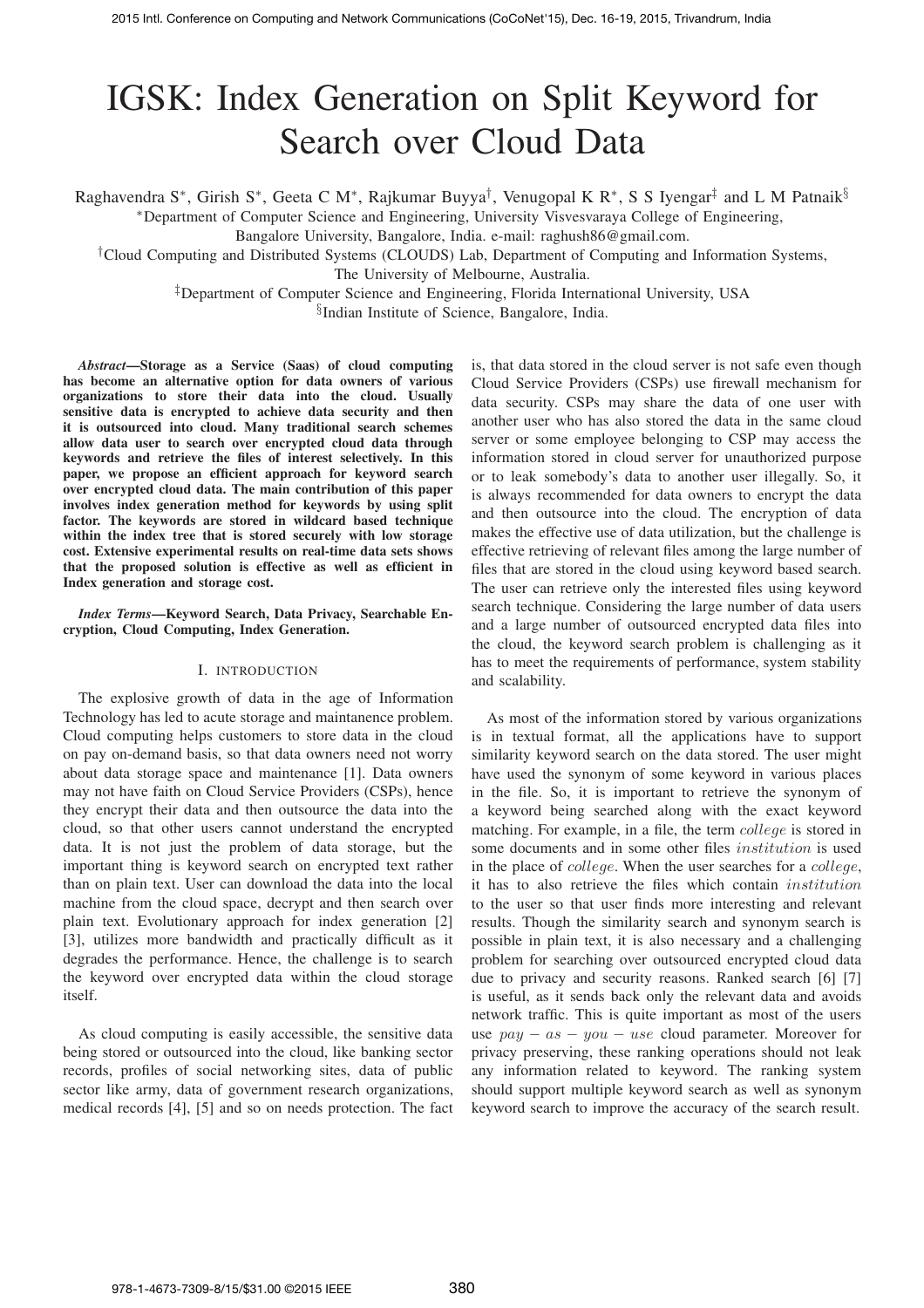# IGSK: Index Generation on Split Keyword for Search over Cloud Data

Raghavendra S*, Girish S*, Geeta C M*, Rajkumar Buyya†, Venugopal K R*, S S Iyengar‡ and L M Patnaik§

*Department of Computer Science and Engineering, University Visvesvaraya College of Engineering, Bangalore University, Bangalore, India. e-mail: raghush86@gmail.com.

†Cloud Computing and Distributed Systems (CLOUDS) Lab, Department of Computing and Information Systems, The University of Melbourne, Australia.

‡Department of Computer Science and Engineering, Florida International University, USA

§Indian Institute of Science, Bangalore, India.

***Abstract*—Storage as a Service (Saas) of cloud computing has become an alternative option for data owners of various organizations to store their data into the cloud. Usually sensitive data is encrypted to achieve data security and then it is outsourced into cloud. Many traditional search schemes allow data user to search over encrypted cloud data through keywords and retrieve the files of interest selectively. In this paper, we propose an efficient approach for keyword search over encrypted cloud data. The main contribution of this paper involves index generation method for keywords by using split factor. The keywords are stored in wildcard based technique within the index tree that is stored securely with low storage cost. Extensive experimental results on real-time data sets shows that the proposed solution is effective as well as efficient in Index generation and storage cost.**

***Index Terms*—Keyword Search, Data Privacy, Searchable Encryption, Cloud Computing, Index Generation.**

## I. INTRODUCTION

The explosive growth of data in the age of Information Technology has led to acute storage and maintanence problem. Cloud computing helps customers to store data in the cloud on pay on-demand basis, so that data owners need not worry about data storage space and maintenance [1]. Data owners may not have faith on Cloud Service Providers (CSPs), hence they encrypt their data and then outsource the data into the cloud, so that other users cannot understand the encrypted data. It is not just the problem of data storage, but the important thing is keyword search on encrypted text rather than on plain text. User can download the data into the local machine from the cloud space, decrypt and then search over plain text. Evolutionary approach for index generation [2] [3], utilizes more bandwidth and practically difficult as it degrades the performance. Hence, the challenge is to search the keyword over encrypted data within the cloud storage itself.

As cloud computing is easily accessible, the sensitive data being stored or outsourced into the cloud, like banking sector records, profiles of social networking sites, data of public sector like army, data of government research organizations, medical records [4], [5] and so on needs protection. The fact is, that data stored in the cloud server is not safe even though Cloud Service Providers (CSPs) use firewall mechanism for data security. CSPs may share the data of one user with another user who has also stored the data in the same cloud server or some employee belonging to CSP may access the information stored in cloud server for unauthorized purpose or to leak somebody's data to another user illegally. So, it is always recommended for data owners to encrypt the data and then outsource into the cloud. The encryption of data makes the effective use of data utilization, but the challenge is effective retrieving of relevant files among the large number of files that are stored in the cloud using keyword based search. The user can retrieve only the interested files using keyword search technique. Considering the large number of data users and a large number of outsourced encrypted data files into the cloud, the keyword search problem is challenging as it has to meet the requirements of performance, system stability and scalability.

As most of the information stored by various organizations is in textual format, all the applications have to support similarity keyword search on the data stored. The user might have used the synonym of some keyword in various places in the file. So, it is important to retrieve the synonym of a keyword being searched along with the exact keyword matching. For example, in a file, the term $college$ is stored in some documents and in some other files $institution$ is used in the place of $college$. When the user searches for a $college$, it has to also retrieve the files which contain $institution$ to the user so that user finds more interesting and relevant results. Though the similarity search and synonym search is possible in plain text, it is also necessary and a challenging problem for searching over outsourced encrypted cloud data due to privacy and security reasons. Ranked search [6] [7] is useful, as it sends back only the relevant data and avoids network traffic. This is quite important as most of the users use $pay - as - you - use$ cloud parameter. Moreover for privacy preserving, these ranking operations should not leak any information related to keyword. The ranking system should support multiple keyword search as well as synonym keyword search to improve the accuracy of the search result.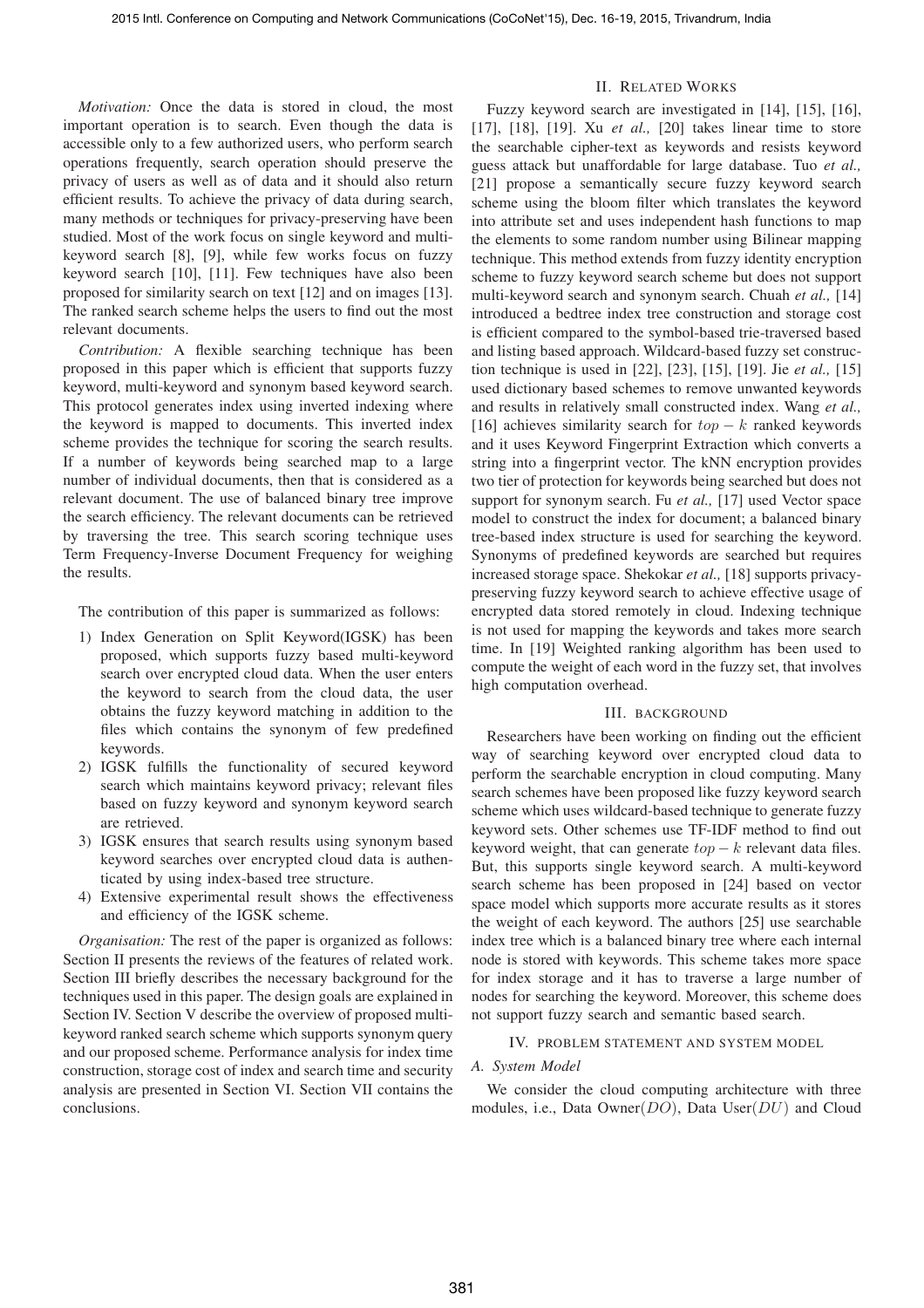*Motivation:* Once the data is stored in cloud, the most important operation is to search. Even though the data is accessible only to a few authorized users, who perform search operations frequently, search operation should preserve the privacy of users as well as of data and it should also return efficient results. To achieve the privacy of data during search, many methods or techniques for privacy-preserving have been studied. Most of the work focus on single keyword and multi-keyword search [8], [9], while few works focus on fuzzy keyword search [10], [11]. Few techniques have also been proposed for similarity search on text [12] and on images [13]. The ranked search scheme helps the users to find out the most relevant documents.

*Contribution:* A flexible searching technique has been proposed in this paper which is efficient that supports fuzzy keyword, multi-keyword and synonym based keyword search. This protocol generates index using inverted indexing where the keyword is mapped to documents. This inverted index scheme provides the technique for scoring the search results. If a number of keywords being searched map to a large number of individual documents, then that is considered as a relevant document. The use of balanced binary tree improve the search efficiency. The relevant documents can be retrieved by traversing the tree. This search scoring technique uses Term Frequency-Inverse Document Frequency for weighing the results.

The contribution of this paper is summarized as follows:

1) Index Generation on Split Keyword(IGSK) has been proposed, which supports fuzzy based multi-keyword search over encrypted cloud data. When the user enters the keyword to search from the cloud data, the user obtains the fuzzy keyword matching in addition to the files which contains the synonym of few predefined keywords.
2) IGSK fulfills the functionality of secured keyword search which maintains keyword privacy; relevant files based on fuzzy keyword and synonym keyword search are retrieved.
3) IGSK ensures that search results using synonym based keyword searches over encrypted cloud data is authenticated by using index-based tree structure.
4) Extensive experimental result shows the effectiveness and efficiency of the IGSK scheme.

*Organisation:* The rest of the paper is organized as follows: Section II presents the reviews of the features of related work. Section III briefly describes the necessary background for the techniques used in this paper. The design goals are explained in Section IV. Section V describe the overview of proposed multi-keyword ranked search scheme which supports synonym query and our proposed scheme. Performance analysis for index time construction, storage cost of index and search time and security analysis are presented in Section VI. Section VII contains the conclusions.

## II. Related Works

Fuzzy keyword search are investigated in [14], [15], [16], [17], [18], [19]. Xu *et al.,* [20] takes linear time to store the searchable cipher-text as keywords and resists keyword guess attack but unaffordable for large database. Tuo *et al.,* [21] propose a semantically secure fuzzy keyword search scheme using the bloom filter which translates the keyword into attribute set and uses independent hash functions to map the elements to some random number using Bilinear mapping technique. This method extends from fuzzy identity encryption scheme to fuzzy keyword search scheme but does not support multi-keyword search and synonym search. Chuah *et al.,* [14] introduced a bedtree index tree construction and storage cost is efficient compared to the symbol-based trie-traversed based and listing based approach. Wildcard-based fuzzy set construction technique is used in [22], [23], [15], [19]. Jie *et al.,* [15] used dictionary based schemes to remove unwanted keywords and results in relatively small constructed index. Wang *et al.,* [16] achieves similarity search for $top-k$ ranked keywords and it uses Keyword Fingerprint Extraction which converts a string into a fingerprint vector. The kNN encryption provides two tier of protection for keywords being searched but does not support for synonym search. Fu *et al.,* [17] used Vector space model to construct the index for document; a balanced binary tree-based index structure is used for searching the keyword. Synonyms of predefined keywords are searched but requires increased storage space. Shekokar *et al.,* [18] supports privacy-preserving fuzzy keyword search to achieve effective usage of encrypted data stored remotely in cloud. Indexing technique is not used for mapping the keywords and takes more search time. In [19] Weighted ranking algorithm has been used to compute the weight of each word in the fuzzy set, that involves high computation overhead.

## III. Background

Researchers have been working on finding out the efficient way of searching keyword over encrypted cloud data to perform the searchable encryption in cloud computing. Many search schemes have been proposed like fuzzy keyword search scheme which uses wildcard-based technique to generate fuzzy keyword sets. Other schemes use TF-IDF method to find out keyword weight, that can generate $top-k$ relevant data files. But, this supports single keyword search. A multi-keyword search scheme has been proposed in [24] based on vector space model which supports more accurate results as it stores the weight of each keyword. The authors [25] use searchable index tree which is a balanced binary tree where each internal node is stored with keywords. This scheme takes more space for index storage and it has to traverse a large number of nodes for searching the keyword. Moreover, this scheme does not support fuzzy search and semantic based search.

## IV. Problem Statement and System Model

### A. System Model

We consider the cloud computing architecture with three modules, i.e., Data Owner($DO$), Data User($DU$) and Cloud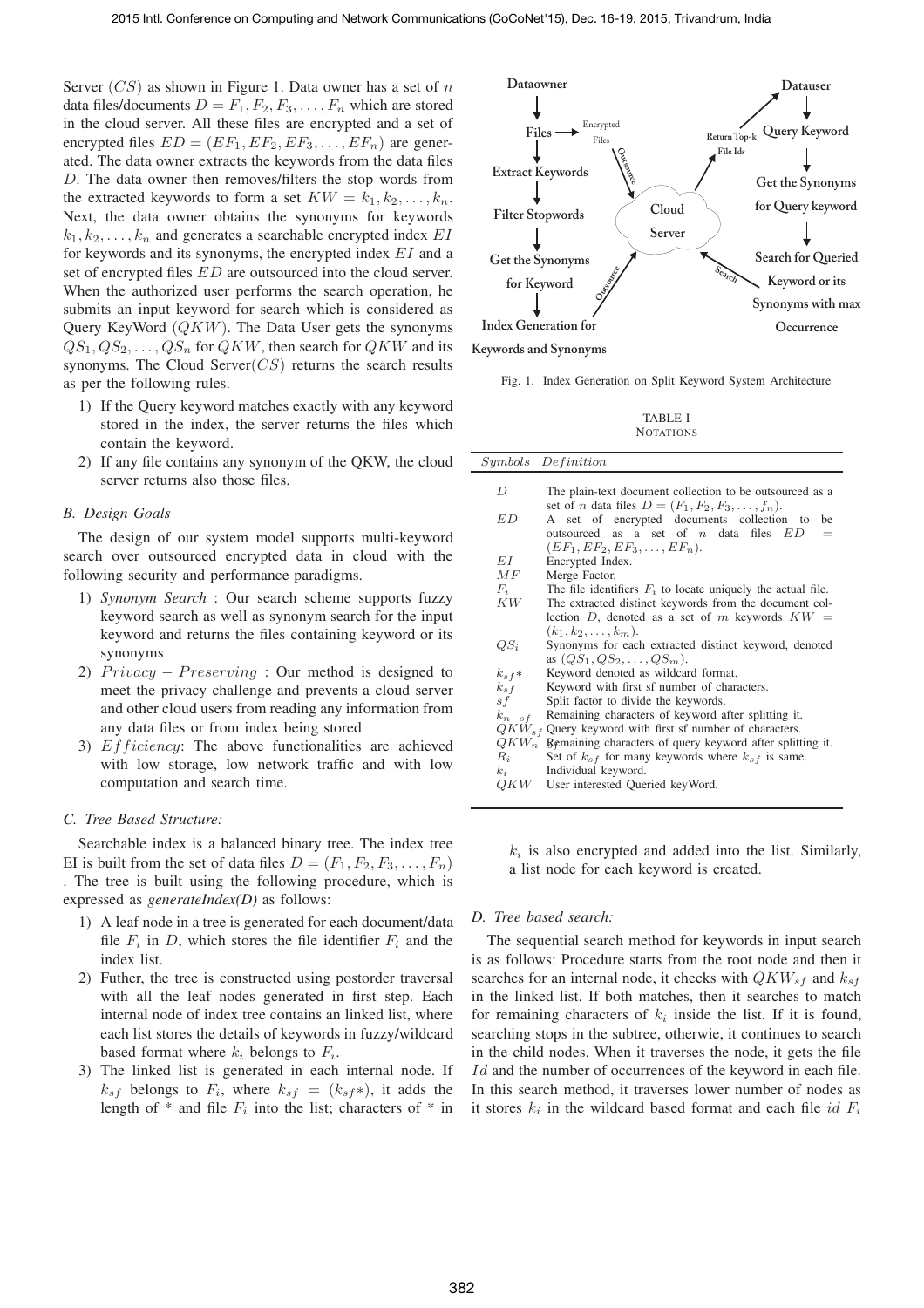Server $(CS)$ as shown in Figure 1. Data owner has a set of $n$ data files/documents $D = F_1, F_2, F_3, \ldots, F_n$ which are stored in the cloud server. All these files are encrypted and a set of encrypted files $ED = (EF_1, EF_2, EF_3, \ldots, EF_n)$ are generated. The data owner extracts the keywords from the data files $D$. The data owner then removes/filters the stop words from the extracted keywords to form a set $KW = k_1, k_2, \ldots, k_n$. Next, the data owner obtains the synonyms for keywords $k_1, k_2, \ldots, k_n$ and generates a searchable encrypted index $EI$ for keywords and its synonyms, the encrypted index $EI$ and a set of encrypted files $ED$ are outsourced into the cloud server. When the authorized user performs the search operation, he submits an input keyword for search which is considered as Query KeyWord $(QKW)$. The Data User gets the synonyms $QS_1, QS_2, \ldots, QS_n$ for $QKW$, then search for $QKW$ and its synonyms. The Cloud Server$(CS)$ returns the search results as per the following rules.

1) If the Query keyword matches exactly with any keyword stored in the index, the server returns the files which contain the keyword.
2) If any file contains any synonym of the QKW, the cloud server returns also those files.

### B. Design Goals

The design of our system model supports multi-keyword search over outsourced encrypted data in cloud with the following security and performance paradigms.

1) *Synonym Search* : Our search scheme supports fuzzy keyword search as well as synonym search for the input keyword and returns the files containing keyword or its synonyms
2) $Privacy - Preserving$ : Our method is designed to meet the privacy challenge and prevents a cloud server and other cloud users from reading any information from any data files or from index being stored
3) $Efficiency$: The above functionalities are achieved with low storage, low network traffic and with low computation and search time.

### C. Tree Based Structure:

Searchable index is a balanced binary tree. The index tree EI is built from the set of data files $D = (F_1, F_2, F_3, \ldots, F_n)$ . The tree is built using the following procedure, which is expressed as *generateIndex(D)* as follows:

1) A leaf node in a tree is generated for each document/data file $F_i$ in $D$, which stores the file identifier $F_i$ and the index list.
2) Futher, the tree is constructed using postorder traversal with all the leaf nodes generated in first step. Each internal node of index tree contains an linked list, where each list stores the details of keywords in fuzzy/wildcard based format where $k_i$ belongs to $F_i$.
3) The linked list is generated in each internal node. If $k_{sf}$ belongs to $F_i$, where $k_{sf} = (k_{sf}*)$, it adds the length of * and file $F_i$ into the list; characters of * in $k_i$ is also encrypted and added into the list. Similarly, a list node for each keyword is created.

Fig. 1. Index Generation on Split Keyword System Architecture

TABLE I
NOTATIONS

| *Symbols* | *Definition* |
|---|---|
| $D$ | The plain-text document collection to be outsourced as a set of $n$ data files $D = (F_1, F_2, F_3, \ldots, f_n)$. |
| $ED$ | A set of encrypted documents collection to be outsourced as a set of $n$ data files $ED = (EF_1, EF_2, EF_3, \ldots, EF_n)$. |
| $EI$ | Encrypted Index. |
| $MF$ | Merge Factor. |
| $F_i$ | The file identifiers $F_i$ to locate uniquely the actual file. |
| $KW$ | The extracted distinct keywords from the document collection $D$, denoted as a set of $m$ keywords $KW = (k_1, k_2, \ldots, k_m)$. |
| $QS_i$ | Synonyms for each extracted distinct keyword, denoted as $(QS_1, QS_2, \ldots, QS_m)$. |
| $k_{sf}*$ | Keyword denoted as wildcard format. |
| $k_{sf}$ | Keyword with first sf number of characters. |
| $sf$ | Split factor to divide the keywords. |
| $k_{n-sf}$ | Remaining characters of keyword after splitting it. |
| $QKW_{sf}$ | Query keyword with first sf number of characters. |
| $QKW_{n-sf}$ | Remaining characters of query keyword after splitting it. |
| $R_i$ | Set of $k_{sf}$ for many keywords where $k_{sf}$ is same. |
| $k_i$ | Individual keyword. |
| $QKW$ | User interested Queried keyWord. |

### D. Tree based search:

The sequential search method for keywords in input search is as follows: Procedure starts from the root node and then it searches for an internal node, it checks with $QKW_{sf}$ and $k_{sf}$ in the linked list. If both matches, then it searches to match for remaining characters of $k_i$ inside the list. If it is found, searching stops in the subtree, otherwie, it continues to search in the child nodes. When it traverses the node, it gets the file $Id$ and the number of occurrences of the keyword in each file. In this search method, it traverses lower number of nodes as it stores $k_i$ in the wildcard based format and each file $id$ $F_i$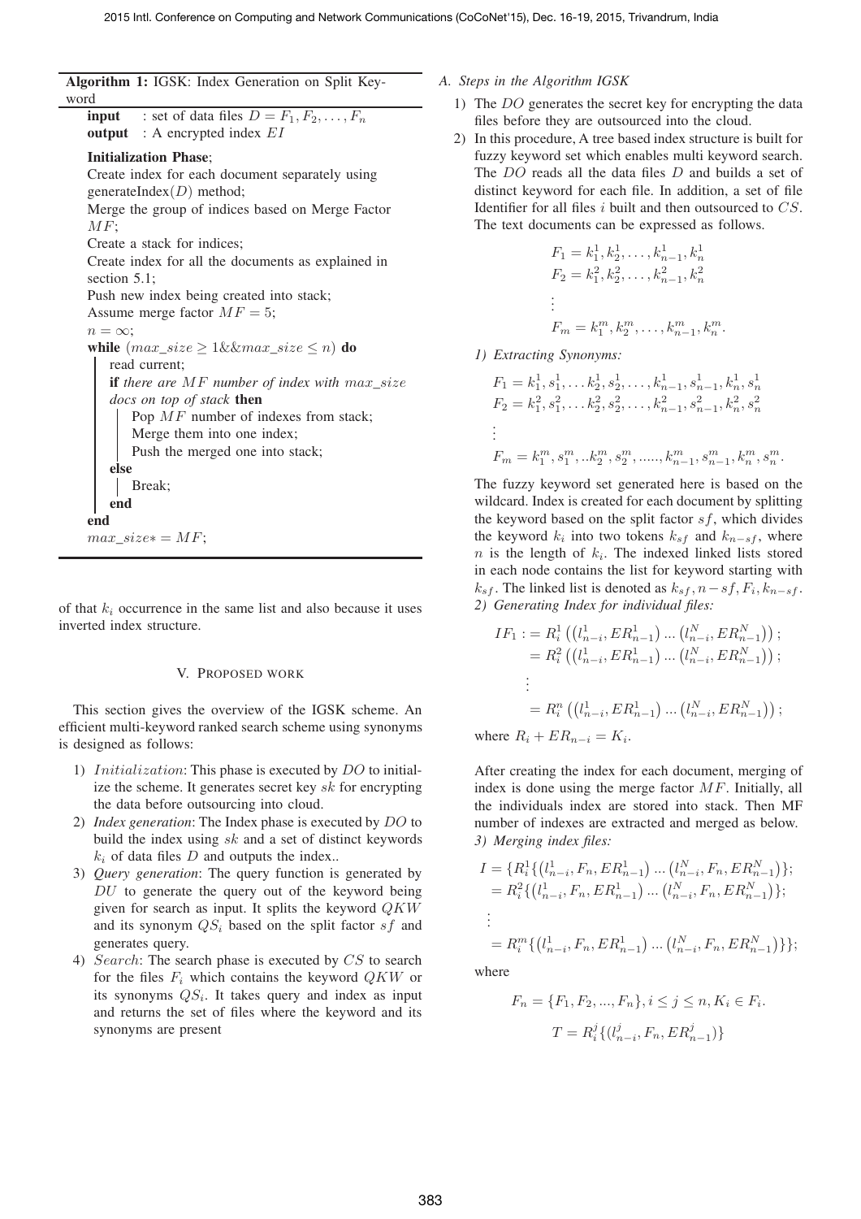**Algorithm 1:** IGSK: Index Generation on Split Keyword

```
input  : set of data files D = F_1, F_2, ..., F_n
output : A encrypted index EI
Initialization Phase;
Create index for each document separately using
generateIndex(D) method;
Merge the group of indices based on Merge Factor
MF;
Create a stack for indices;
Create index for all the documents as explained in
section 5.1;
Push new index being created into stack;
Assume merge factor MF = 5;
n = ∞;
while (max_size ≥ 1&&max_size ≤ n) do
    read current;
    if there are MF number of index with max_size
    docs on top of stack then
        Pop MF number of indexes from stack;
        Merge them into one index;
        Push the merged one into stack;
    else
        Break;
    end
end
max_size* = MF;
```

of that $k_i$ occurrence in the same list and also because it uses inverted index structure.

## V. Proposed Work

This section gives the overview of the IGSK scheme. An efficient multi-keyword ranked search scheme using synonyms is designed as follows:

1) *Initialization*: This phase is executed by $DO$ to initialize the scheme. It generates secret key $sk$ for encrypting the data before outsourcing into cloud.
2) *Index generation*: The Index phase is executed by $DO$ to build the index using $sk$ and a set of distinct keywords $k_i$ of data files $D$ and outputs the index..
3) *Query generation*: The query function is generated by $DU$ to generate the query out of the keyword being given for search as input. It splits the keyword $QKW$ and its synonym $QS_i$ based on the split factor $sf$ and generates query.
4) *Search*: The search phase is executed by $CS$ to search for the files $F_i$ which contains the keyword $QKW$ or its synonyms $QS_i$. It takes query and index as input and returns the set of files where the keyword and its synonyms are present

### A. Steps in the Algorithm IGSK

1) The $DO$ generates the secret key for encrypting the data files before they are outsourced into the cloud.
2) In this procedure, A tree based index structure is built for fuzzy keyword set which enables multi keyword search. The $DO$ reads all the data files $D$ and builds a set of distinct keyword for each file. In addition, a set of file Identifier for all files $i$ built and then outsourced to $CS$. The text documents can be expressed as follows.

$$
\begin{aligned}
F_1 &= k_1^1, k_2^1, \ldots, k_{n-1}^1, k_n^1 \\
F_2 &= k_1^2, k_2^2, \ldots, k_{n-1}^2, k_n^2 \\
&\vdots \\
F_m &= k_1^m, k_2^m, \ldots, k_{n-1}^m, k_n^m.
\end{aligned}
$$

*1) Extracting Synonyms:*

$$
\begin{aligned}
F_1 &= k_1^1, s_1^1, \ldots k_2^1, s_2^1, \ldots, k_{n-1}^1, s_{n-1}^1, k_n^1, s_n^1 \\
F_2 &= k_1^2, s_1^2, \ldots k_2^2, s_2^2, \ldots, k_{n-1}^2, s_{n-1}^2, k_n^2, s_n^2 \\
&\vdots \\
F_m &= k_1^m, s_1^m, ..k_2^m, s_2^m, ....., k_{n-1}^m, s_{n-1}^m, k_n^m, s_n^m.
\end{aligned}
$$

The fuzzy keyword set generated here is based on the wildcard. Index is created for each document by splitting the keyword based on the split factor $sf$, which divides the keyword $k_i$ into two tokens $k_{sf}$ and $k_{n-sf}$, where $n$ is the length of $k_i$. The indexed linked lists stored in each node contains the list for keyword starting with $k_{sf}$. The linked list is denoted as $k_{sf}, n-sf, F_i, k_{n-sf}$.

*2) Generating Index for individual files:*

$$
\begin{aligned}
IF_1 :&= R_i^1\left(\left(l_{n-i}^1, ER_{n-1}^1\right) ... \left(l_{n-i}^N, ER_{n-1}^N\right)\right); \\
&= R_i^2\left(\left(l_{n-i}^1, ER_{n-1}^1\right) ... \left(l_{n-i}^N, ER_{n-1}^N\right)\right); \\
&\vdots \\
&= R_i^n\left(\left(l_{n-i}^1, ER_{n-1}^1\right) ... \left(l_{n-i}^N, ER_{n-1}^N\right)\right);
\end{aligned}
$$

where $R_i + ER_{n-i} = K_i$.

After creating the index for each document, merging of index is done using the merge factor $MF$. Initially, all the individuals index are stored into stack. Then MF number of indexes are extracted and merged as below.

*3) Merging index files:*

$$
\begin{aligned}
I &= \{R_i^1\{\left(l_{n-i}^1, F_n, ER_{n-1}^1\right) ... \left(l_{n-i}^N, F_n, ER_{n-1}^N\right)\}; \\
&= R_i^2\{\left(l_{n-i}^1, F_n, ER_{n-1}^1\right) ... \left(l_{n-i}^N, F_n, ER_{n-1}^N\right)\}; \\
&\vdots \\
&= R_i^m\{\left(l_{n-i}^1, F_n, ER_{n-1}^1\right) ... \left(l_{n-i}^N, F_n, ER_{n-1}^N\right)\}\};
\end{aligned}
$$

where

$$
F_n = \{F_1, F_2, ..., F_n\}, i \leq j \leq n, K_i \in F_i.
$$

$$
T = R_i^j\{(l_{n-i}^j, F_n, ER_{n-1}^j)\}
$$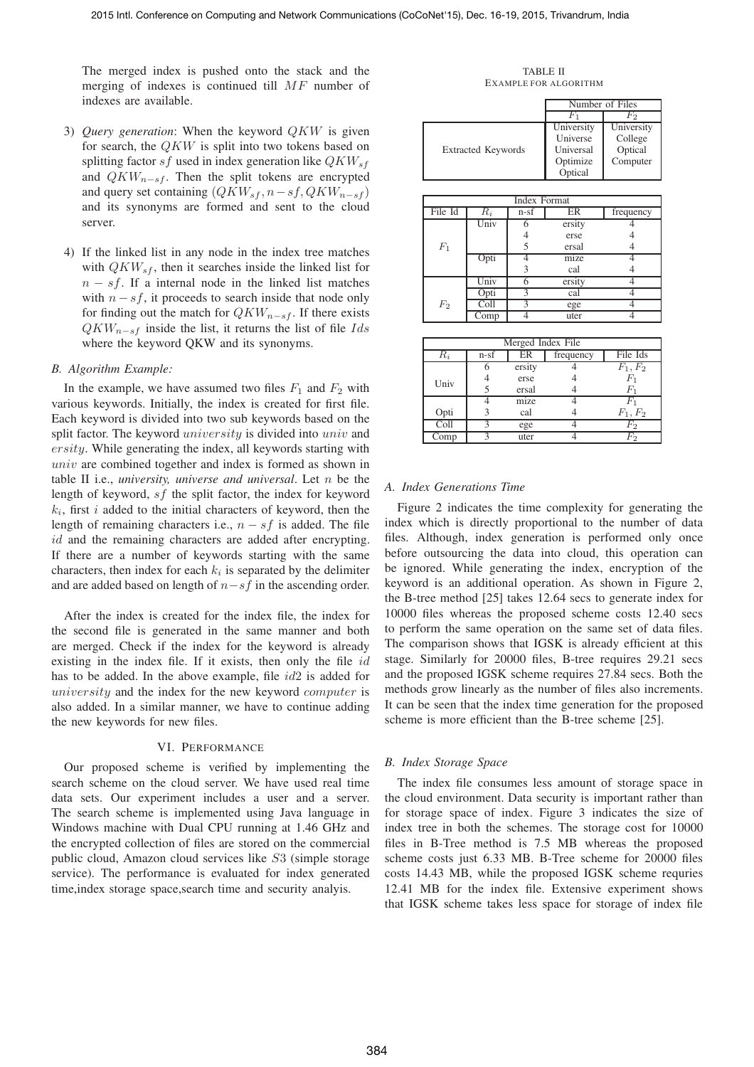The merged index is pushed onto the stack and the merging of indexes is continued till $MF$ number of indexes are available.

3) *Query generation*: When the keyword $QKW$ is given for search, the $QKW$ is split into two tokens based on splitting factor $sf$ used in index generation like $QKW_{sf}$ and $QKW_{n-sf}$. Then the split tokens are encrypted and query set containing $(QKW_{sf}, n-sf, QKW_{n-sf})$ and its synonyms are formed and sent to the cloud server.

4) If the linked list in any node in the index tree matches with $QKW_{sf}$, then it searches inside the linked list for $n - sf$. If a internal node in the linked list matches with $n-sf$, it proceeds to search inside that node only for finding out the match for $QKW_{n-sf}$. If there exists $QKW_{n-sf}$ inside the list, it returns the list of file $Ids$ where the keyword QKW and its synonyms.

### B. Algorithm Example:

In the example, we have assumed two files $F_1$ and $F_2$ with various keywords. Initially, the index is created for first file. Each keyword is divided into two sub keywords based on the split factor. The keyword $university$ is divided into $univ$ and $ersity$. While generating the index, all keywords starting with $univ$ are combined together and index is formed as shown in table II i.e., *university, universe and universal*. Let $n$ be the length of keyword, $sf$ the split factor, the index for keyword $k_i$, first $i$ added to the initial characters of keyword, then the length of remaining characters i.e., $n - sf$ is added. The file $id$ and the remaining characters are added after encrypting. If there are a number of keywords starting with the same characters, then index for each $k_i$ is separated by the delimiter and are added based on length of $n-sf$ in the ascending order.

After the index is created for the index file, the index for the second file is generated in the same manner and both are merged. Check if the index for the keyword is already existing in the index file. If it exists, then only the file $id$ has to be added. In the above example, file $id2$ is added for $university$ and the index for the new keyword $computer$ is also added. In a similar manner, we have to continue adding the new keywords for new files.

TABLE II
EXAMPLE FOR ALGORITHM

| | Number of Files | |
|---|---|---|
| | $F_1$ | $F_2$ |
| Extracted Keywords | University<br>Universe<br>Universal<br>Optimize<br>Optical | University<br>College<br>Optical<br>Computer |

| Index Format | | | | |
|---|---|---|---|---|
| File Id | $R_i$ | n-sf | ER | frequency |
| $F_1$ | Univ | 6 | ersity | 4 |
| | | 4 | erse | 4 |
| | | 5 | ersal | 4 |
| | Opti | 4 | mize | 4 |
| | | 3 | cal | 4 |
| $F_2$ | Univ | 6 | ersity | 4 |
| | Opti | 3 | cal | 4 |
| | Coll | 3 | ege | 4 |
| | Comp | 4 | uter | 4 |

| Merged Index File | | | | |
|---|---|---|---|---|
| $R_i$ | n-sf | ER | frequency | File Ids |
| Univ | 6 | ersity | 4 | $F_1, F_2$ |
| | 4 | erse | 4 | $F_1$ |
| | 5 | ersal | 4 | $F_1$ |
| Opti | 4 | mize | 4 | $F_1$ |
| | 3 | cal | 4 | $F_1, F_2$ |
| Coll | 3 | ege | 4 | $F_2$ |
| Comp | 3 | uter | 4 | $F_2$ |

## VI. Performance

Our proposed scheme is verified by implementing the search scheme on the cloud server. We have used real time data sets. Our experiment includes a user and a server. The search scheme is implemented using Java language in Windows machine with Dual CPU running at 1.46 GHz and the encrypted collection of files are stored on the commercial public cloud, Amazon cloud services like $S3$ (simple storage service). The performance is evaluated for index generated time,index storage space,search time and security analyis.

### A. Index Generations Time

Figure 2 indicates the time complexity for generating the index which is directly proportional to the number of data files. Although, index generation is performed only once before outsourcing the data into cloud, this operation can be ignored. While generating the index, encryption of the keyword is an additional operation. As shown in Figure 2, the B-tree method [25] takes 12.64 secs to generate index for 10000 files whereas the proposed scheme costs 12.40 secs to perform the same operation on the same set of data files. The comparison shows that IGSK is already efficient at this stage. Similarly for 20000 files, B-tree requires 29.21 secs and the proposed IGSK scheme requires 27.84 secs. Both the methods grow linearly as the number of files also increments. It can be seen that the index time generation for the proposed scheme is more efficient than the B-tree scheme [25].

### B. Index Storage Space

The index file consumes less amount of storage space in the cloud environment. Data security is important rather than for storage space of index. Figure 3 indicates the size of index tree in both the schemes. The storage cost for 10000 files in B-Tree method is 7.5 MB whereas the proposed scheme costs just 6.33 MB. B-Tree scheme for 20000 files costs 14.43 MB, while the proposed IGSK scheme requries 12.41 MB for the index file. Extensive experiment shows that IGSK scheme takes less space for storage of index file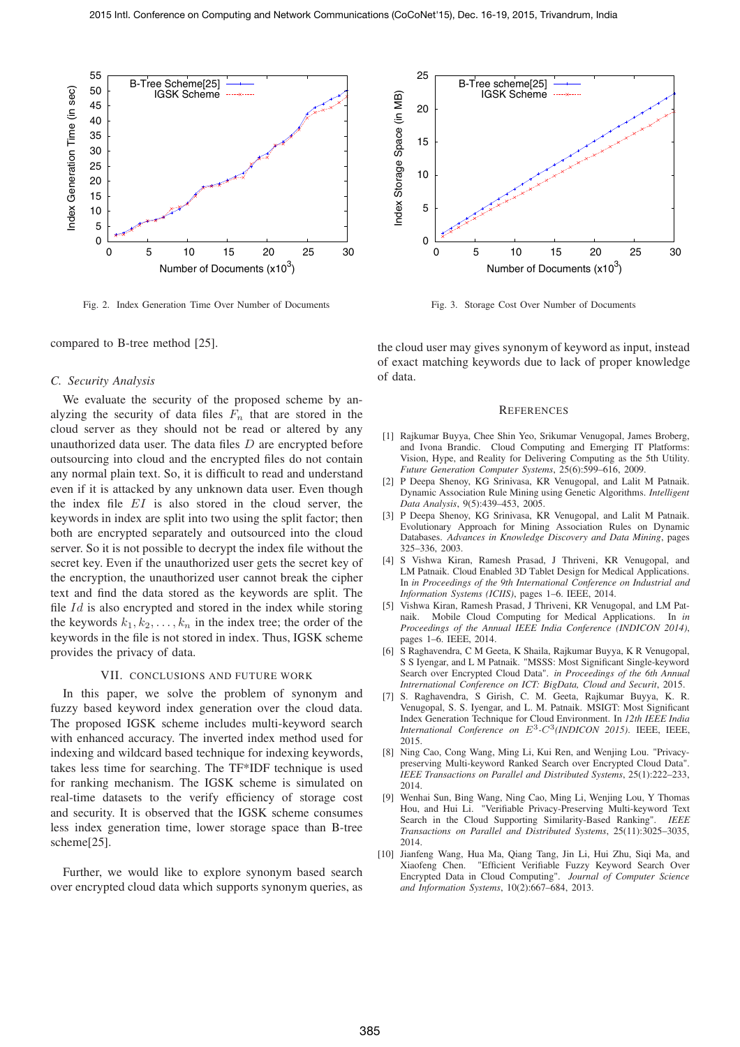Fig. 2. Index Generation Time Over Number of Documents

Fig. 3. Storage Cost Over Number of Documents

compared to B-tree method [25].

### C. Security Analysis

We evaluate the security of the proposed scheme by analyzing the security of data files $F_n$ that are stored in the cloud server as they should not be read or altered by any unauthorized data user. The data files $D$ are encrypted before outsourcing into cloud and the encrypted files do not contain any normal plain text. So, it is difficult to read and understand even if it is attacked by any unknown data user. Even though the index file $EI$ is also stored in the cloud server, the keywords in index are split into two using the split factor; then both are encrypted separately and outsourced into the cloud server. So it is not possible to decrypt the index file without the secret key. Even if the unauthorized user gets the secret key of the encryption, the unauthorized user cannot break the cipher text and find the data stored as the keywords are split. The file $Id$ is also encrypted and stored in the index while storing the keywords $k_1, k_2, \ldots, k_n$ in the index tree; the order of the keywords in the file is not stored in index. Thus, IGSK scheme provides the privacy of data.

## VII. Conclusions and Future Work

In this paper, we solve the problem of synonym and fuzzy based keyword index generation over the cloud data. The proposed IGSK scheme includes multi-keyword search with enhanced accuracy. The inverted index method used for indexing and wildcard based technique for indexing keywords, takes less time for searching. The TF*IDF technique is used for ranking mechanism. The IGSK scheme is simulated on real-time datasets to the verify efficiency of storage cost and security. It is observed that the IGSK scheme consumes less index generation time, lower storage space than B-tree scheme[25].

Further, we would like to explore synonym based search over encrypted cloud data which supports synonym queries, as the cloud user may gives synonym of keyword as input, instead of exact matching keywords due to lack of proper knowledge of data.

## References

[1] Rajkumar Buyya, Chee Shin Yeo, Srikumar Venugopal, James Broberg, and Ivona Brandic. Cloud Computing and Emerging IT Platforms: Vision, Hype, and Reality for Delivering Computing as the 5th Utility. *Future Generation Computer Systems*, 25(6):599–616, 2009.

[2] P Deepa Shenoy, KG Srinivasa, KR Venugopal, and Lalit M Patnaik. Dynamic Association Rule Mining using Genetic Algorithms. *Intelligent Data Analysis*, 9(5):439–453, 2005.

[3] P Deepa Shenoy, KG Srinivasa, KR Venugopal, and Lalit M Patnaik. Evolutionary Approach for Mining Association Rules on Dynamic Databases. *Advances in Knowledge Discovery and Data Mining*, pages 325–336, 2003.

[4] S Vishwa Kiran, Ramesh Prasad, J Thriveni, KR Venugopal, and LM Patnaik. Cloud Enabled 3D Tablet Design for Medical Applications. In *in Proceedings of the 9th International Conference on Industrial and Information Systems (ICIIS)*, pages 1–6. IEEE, 2014.

[5] Vishwa Kiran, Ramesh Prasad, J Thriveni, KR Venugopal, and LM Patnaik. Mobile Cloud Computing for Medical Applications. In *in Proceedings of the Annual IEEE India Conference (INDICON 2014)*, pages 1–6. IEEE, 2014.

[6] S Raghavendra, C M Geeta, K Shaila, Rajkumar Buyya, K R Venugopal, S S Iyengar, and L M Patnaik. "MSSS: Most Significant Single-keyword Search over Encrypted Cloud Data". *in Proceedings of the 6th Annual Intrenational Conference on ICT: BigData, Cloud and Securit*, 2015.

[7] S. Raghavendra, S Girish, C. M. Geeta, Rajkumar Buyya, K. R. Venugopal, S. S. Iyengar, and L. M. Patnaik. MSIGT: Most Significant Index Generation Technique for Cloud Environment. In *12th IEEE India International Conference on $E^3$-$C^3$(INDICON 2015)*. IEEE, IEEE, 2015.

[8] Ning Cao, Cong Wang, Ming Li, Kui Ren, and Wenjing Lou. "Privacy-preserving Multi-keyword Ranked Search over Encrypted Cloud Data". *IEEE Transactions on Parallel and Distributed Systems*, 25(1):222–233, 2014.

[9] Wenhai Sun, Bing Wang, Ning Cao, Ming Li, Wenjing Lou, Y Thomas Hou, and Hui Li. "Verifiable Privacy-Preserving Multi-keyword Text Search in the Cloud Supporting Similarity-Based Ranking". *IEEE Transactions on Parallel and Distributed Systems*, 25(11):3025–3035, 2014.

[10] Jianfeng Wang, Hua Ma, Qiang Tang, Jin Li, Hui Zhu, Siqi Ma, and Xiaofeng Chen. "Efficient Verifiable Fuzzy Keyword Search Over Encrypted Data in Cloud Computing". *Journal of Computer Science and Information Systems*, 10(2):667–684, 2013.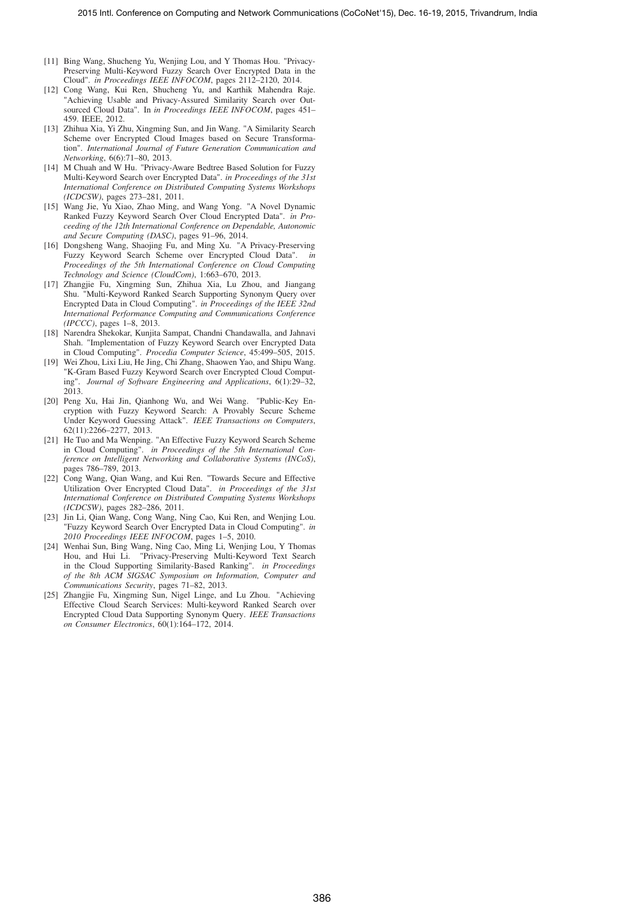[11] Bing Wang, Shucheng Yu, Wenjing Lou, and Y Thomas Hou. "Privacy-Preserving Multi-Keyword Fuzzy Search Over Encrypted Data in the Cloud". *in Proceedings IEEE INFOCOM*, pages 2112–2120, 2014.

[12] Cong Wang, Kui Ren, Shucheng Yu, and Karthik Mahendra Raje. "Achieving Usable and Privacy-Assured Similarity Search over Outsourced Cloud Data". In *in Proceedings IEEE INFOCOM*, pages 451–459. IEEE, 2012.

[13] Zhihua Xia, Yi Zhu, Xingming Sun, and Jin Wang. "A Similarity Search Scheme over Encrypted Cloud Images based on Secure Transformation". *International Journal of Future Generation Communication and Networking*, 6(6):71–80, 2013.

[14] M Chuah and W Hu. "Privacy-Aware Bedtree Based Solution for Fuzzy Multi-Keyword Search over Encrypted Data". *in Proceedings of the 31st International Conference on Distributed Computing Systems Workshops (ICDCSW)*, pages 273–281, 2011.

[15] Wang Jie, Yu Xiao, Zhao Ming, and Wang Yong. "A Novel Dynamic Ranked Fuzzy Keyword Search Over Cloud Encrypted Data". *in Proceeding of the 12th International Conference on Dependable, Autonomic and Secure Computing (DASC)*, pages 91–96, 2014.

[16] Dongsheng Wang, Shaojing Fu, and Ming Xu. "A Privacy-Preserving Fuzzy Keyword Search Scheme over Encrypted Cloud Data". *in Proceedings of the 5th International Conference on Cloud Computing Technology and Science (CloudCom)*, 1:663–670, 2013.

[17] Zhangjie Fu, Xingming Sun, Zhihua Xia, Lu Zhou, and Jiangang Shu. "Multi-Keyword Ranked Search Supporting Synonym Query over Encrypted Data in Cloud Computing". *in Proceedings of the IEEE 32nd International Performance Computing and Communications Conference (IPCCC)*, pages 1–8, 2013.

[18] Narendra Shekokar, Kunjita Sampat, Chandni Chandawalla, and Jahnavi Shah. "Implementation of Fuzzy Keyword Search over Encrypted Data in Cloud Computing". *Procedia Computer Science*, 45:499–505, 2015.

[19] Wei Zhou, Lixi Liu, He Jing, Chi Zhang, Shaowen Yao, and Shipu Wang. "K-Gram Based Fuzzy Keyword Search over Encrypted Cloud Computing". *Journal of Software Engineering and Applications*, 6(1):29–32, 2013.

[20] Peng Xu, Hai Jin, Qianhong Wu, and Wei Wang. "Public-Key Encryption with Fuzzy Keyword Search: A Provably Secure Scheme Under Keyword Guessing Attack". *IEEE Transactions on Computers*, 62(11):2266–2277, 2013.

[21] He Tuo and Ma Wenping. "An Effective Fuzzy Keyword Search Scheme in Cloud Computing". *in Proceedings of the 5th International Conference on Intelligent Networking and Collaborative Systems (INCoS)*, pages 786–789, 2013.

[22] Cong Wang, Qian Wang, and Kui Ren. "Towards Secure and Effective Utilization Over Encrypted Cloud Data". *in Proceedings of the 31st International Conference on Distributed Computing Systems Workshops (ICDCSW)*, pages 282–286, 2011.

[23] Jin Li, Qian Wang, Cong Wang, Ning Cao, Kui Ren, and Wenjing Lou. "Fuzzy Keyword Search Over Encrypted Data in Cloud Computing". *in 2010 Proceedings IEEE INFOCOM*, pages 1–5, 2010.

[24] Wenhai Sun, Bing Wang, Ning Cao, Ming Li, Wenjing Lou, Y Thomas Hou, and Hui Li. "Privacy-Preserving Multi-Keyword Text Search in the Cloud Supporting Similarity-Based Ranking". *in Proceedings of the 8th ACM SIGSAC Symposium on Information, Computer and Communications Security*, pages 71–82, 2013.

[25] Zhangjie Fu, Xingming Sun, Nigel Linge, and Lu Zhou. "Achieving Effective Cloud Search Services: Multi-keyword Ranked Search over Encrypted Cloud Data Supporting Synonym Query. *IEEE Transactions on Consumer Electronics*, 60(1):164–172, 2014.